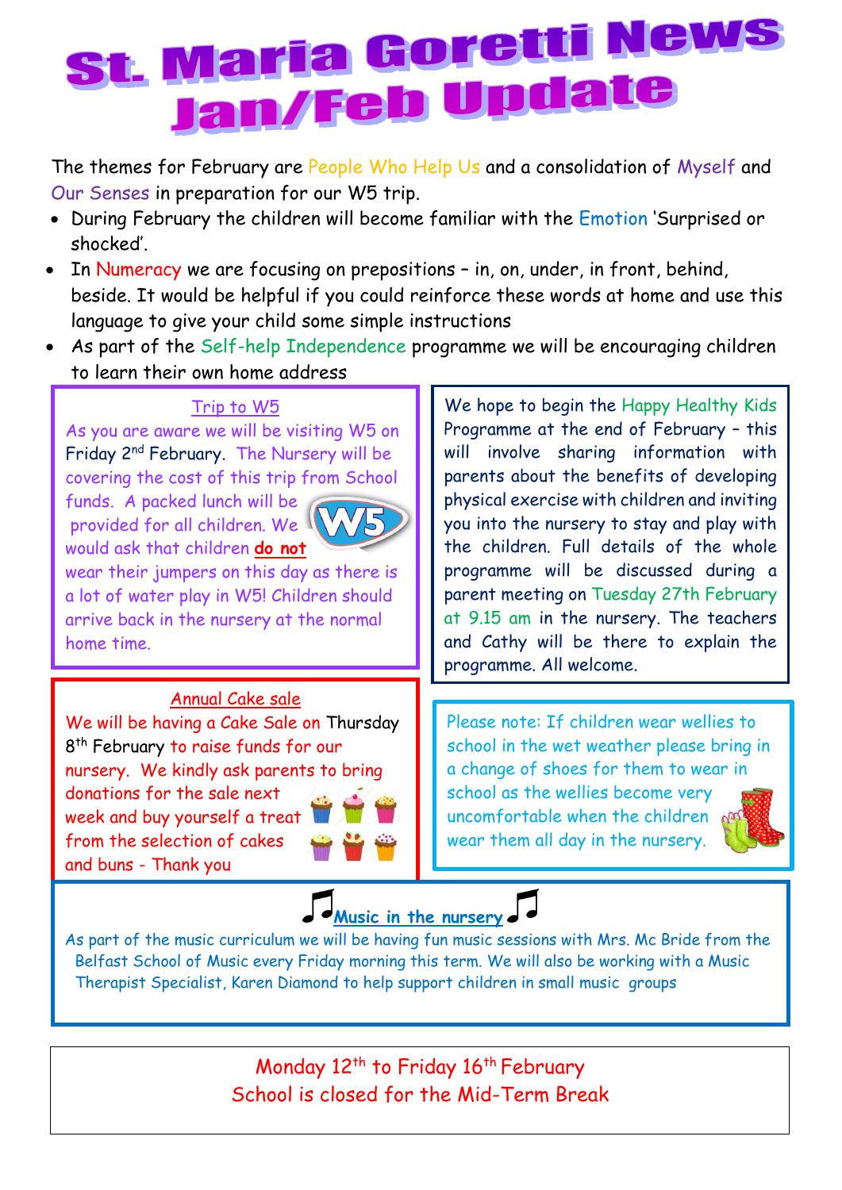# St. Maria Goretti News
# Jan/Feb Update

The themes for February are People Who Help Us and a consolidation of Myself and Our Senses in preparation for our W5 trip.

- During February the children will become familiar with the Emotion 'Surprised or shocked'.
- In Numeracy we are focusing on prepositions – in, on, under, in front, behind, beside. It would be helpful if you could reinforce these words at home and use this language to give your child some simple instructions
- As part of the Self-help Independence programme we will be encouraging children to learn their own home address

## Trip to W5

As you are aware we will be visiting W5 on Friday 2nd February. The Nursery will be covering the cost of this trip from School funds. A packed lunch will be provided for all children. We would ask that children **do not** wear their jumpers on this day as there is a lot of water play in W5! Children should arrive back in the nursery at the normal home time.

We hope to begin the Happy Healthy Kids Programme at the end of February – this will involve sharing information with parents about the benefits of developing physical exercise with children and inviting you into the nursery to stay and play with the children. Full details of the whole programme will be discussed during a parent meeting on Tuesday 27th February at 9.15 am in the nursery. The teachers and Cathy will be there to explain the programme. All welcome.

## Annual Cake sale

We will be having a Cake Sale on Thursday 8th February to raise funds for our nursery. We kindly ask parents to bring donations for the sale next week and buy yourself a treat from the selection of cakes and buns - Thank you

Please note: If children wear wellies to school in the wet weather please bring in a change of shoes for them to wear in school as the wellies become very uncomfortable when the children wear them all day in the nursery.

## Music in the nursery

As part of the music curriculum we will be having fun music sessions with Mrs. Mc Bride from the Belfast School of Music every Friday morning this term. We will also be working with a Music Therapist Specialist, Karen Diamond to help support children in small music groups

Monday 12th to Friday 16th February
School is closed for the Mid-Term Break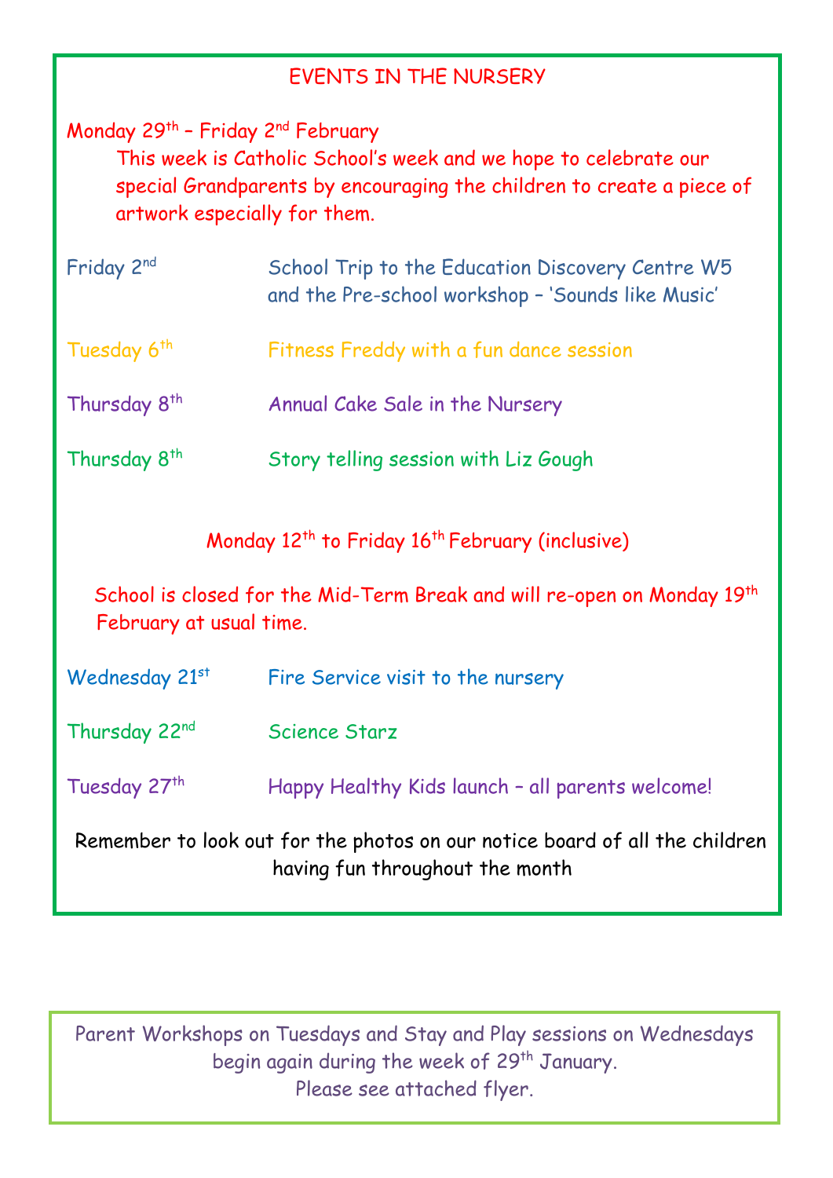## EVENTS IN THE NURSERY

**Monday 29th – Friday 2nd February**

This week is Catholic School's week and we hope to celebrate our special Grandparents by encouraging the children to create a piece of artwork especially for them.

| | |
|---|---|
| Friday 2nd | School Trip to the Education Discovery Centre W5 and the Pre-school workshop – 'Sounds like Music' |
| Tuesday 6th | Fitness Freddy with a fun dance session |
| Thursday 8th | Annual Cake Sale in the Nursery |
| Thursday 8th | Story telling session with Liz Gough |

**Monday 12th to Friday 16th February (inclusive)**

School is closed for the Mid-Term Break and will re-open on Monday 19th February at usual time.

| | |
|---|---|
| Wednesday 21st | Fire Service visit to the nursery |
| Thursday 22nd | Science Starz |
| Tuesday 27th | Happy Healthy Kids launch – all parents welcome! |

Remember to look out for the photos on our notice board of all the children having fun throughout the month

---

Parent Workshops on Tuesdays and Stay and Play sessions on Wednesdays begin again during the week of 29th January.
Please see attached flyer.